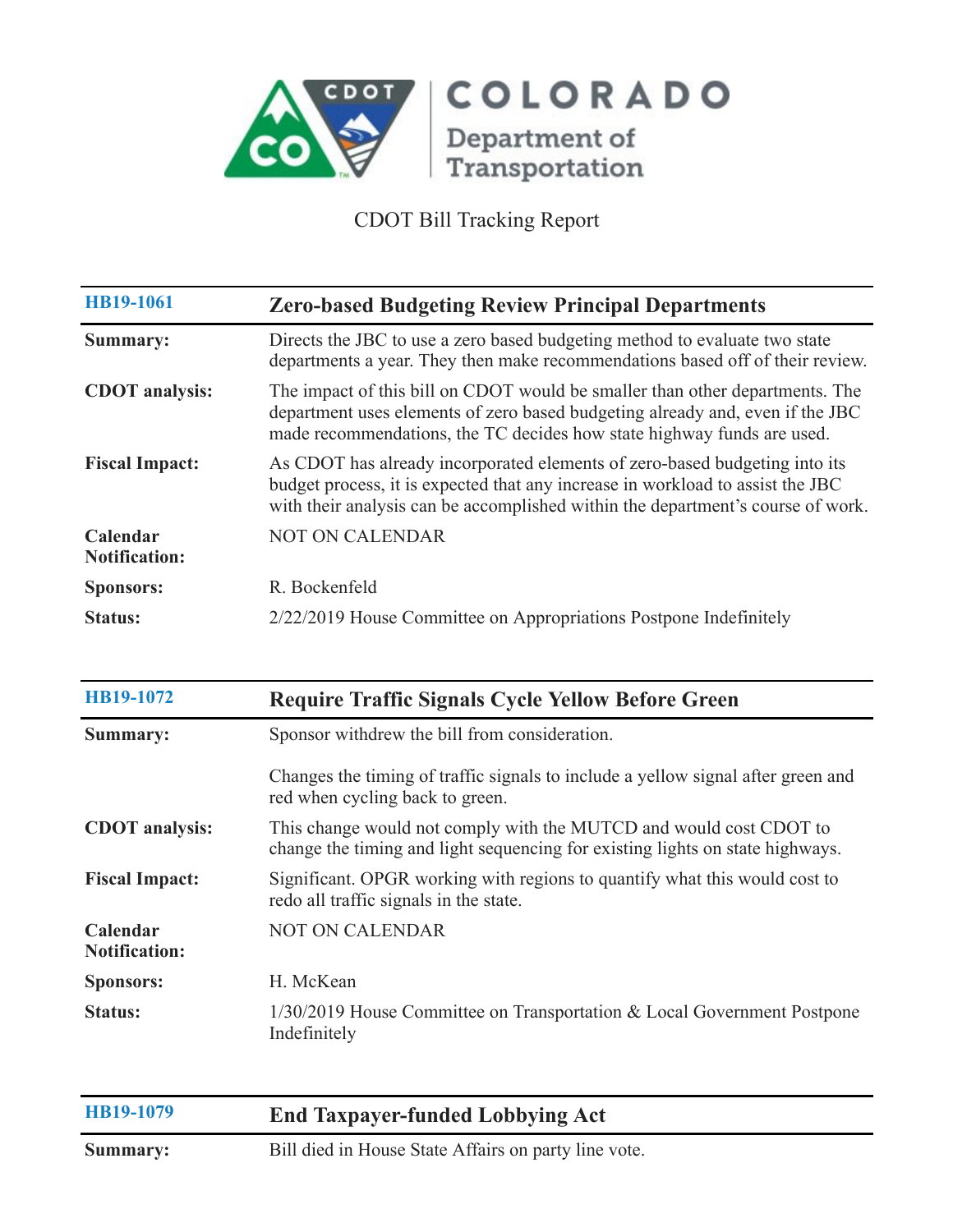COLORADO Department of Transportation

CDOT Bill Tracking Report

| HB19-1061 | Zero-based Budgeting Review Principal Departments |
|---|---|
| **Summary:** | Directs the JBC to use a zero based budgeting method to evaluate two state departments a year. They then make recommendations based off of their review. |
| **CDOT analysis:** | The impact of this bill on CDOT would be smaller than other departments. The department uses elements of zero based budgeting already and, even if the JBC made recommendations, the TC decides how state highway funds are used. |
| **Fiscal Impact:** | As CDOT has already incorporated elements of zero-based budgeting into its budget process, it is expected that any increase in workload to assist the JBC with their analysis can be accomplished within the department's course of work. |
| **Calendar Notification:** | NOT ON CALENDAR |
| **Sponsors:** | R. Bockenfeld |
| **Status:** | 2/22/2019 House Committee on Appropriations Postpone Indefinitely |

| HB19-1072 | Require Traffic Signals Cycle Yellow Before Green |
|---|---|
| **Summary:** | Sponsor withdrew the bill from consideration.<br><br>Changes the timing of traffic signals to include a yellow signal after green and red when cycling back to green. |
| **CDOT analysis:** | This change would not comply with the MUTCD and would cost CDOT to change the timing and light sequencing for existing lights on state highways. |
| **Fiscal Impact:** | Significant. OPGR working with regions to quantify what this would cost to redo all traffic signals in the state. |
| **Calendar Notification:** | NOT ON CALENDAR |
| **Sponsors:** | H. McKean |
| **Status:** | 1/30/2019 House Committee on Transportation & Local Government Postpone Indefinitely |

| HB19-1079 | End Taxpayer-funded Lobbying Act |
|---|---|
| **Summary:** | Bill died in House State Affairs on party line vote. |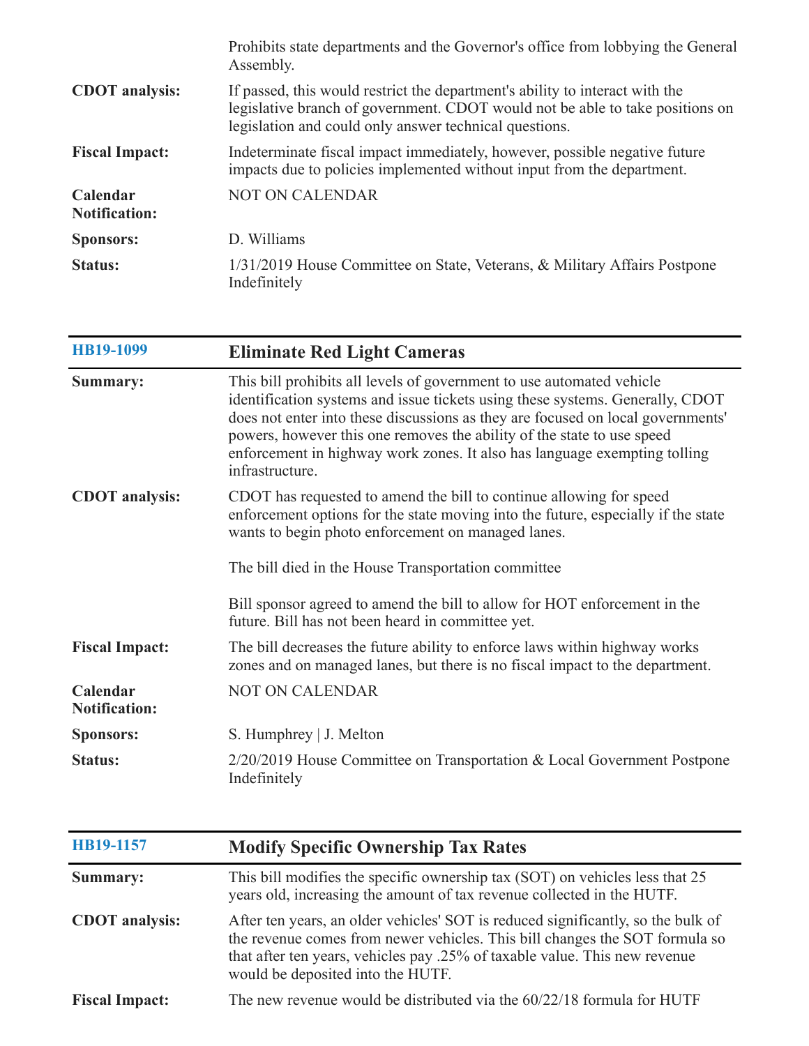| | |
|---|---|
| | Prohibits state departments and the Governor's office from lobbying the General Assembly. |
| **CDOT analysis:** | If passed, this would restrict the department's ability to interact with the legislative branch of government. CDOT would not be able to take positions on legislation and could only answer technical questions. |
| **Fiscal Impact:** | Indeterminate fiscal impact immediately, however, possible negative future impacts due to policies implemented without input from the department. |
| **Calendar Notification:** | NOT ON CALENDAR |
| **Sponsors:** | D. Williams |
| **Status:** | 1/31/2019 House Committee on State, Veterans, & Military Affairs Postpone Indefinitely |

| HB19-1099 | Eliminate Red Light Cameras |
|---|---|
| **Summary:** | This bill prohibits all levels of government to use automated vehicle identification systems and issue tickets using these systems. Generally, CDOT does not enter into these discussions as they are focused on local governments' powers, however this one removes the ability of the state to use speed enforcement in highway work zones. It also has language exempting tolling infrastructure. |
| **CDOT analysis:** | CDOT has requested to amend the bill to continue allowing for speed enforcement options for the state moving into the future, especially if the state wants to begin photo enforcement on managed lanes.<br><br>The bill died in the House Transportation committee<br><br>Bill sponsor agreed to amend the bill to allow for HOT enforcement in the future. Bill has not been heard in committee yet. |
| **Fiscal Impact:** | The bill decreases the future ability to enforce laws within highway works zones and on managed lanes, but there is no fiscal impact to the department. |
| **Calendar Notification:** | NOT ON CALENDAR |
| **Sponsors:** | S. Humphrey \| J. Melton |
| **Status:** | 2/20/2019 House Committee on Transportation & Local Government Postpone Indefinitely |

| HB19-1157 | Modify Specific Ownership Tax Rates |
|---|---|
| **Summary:** | This bill modifies the specific ownership tax (SOT) on vehicles less that 25 years old, increasing the amount of tax revenue collected in the HUTF. |
| **CDOT analysis:** | After ten years, an older vehicles' SOT is reduced significantly, so the bulk of the revenue comes from newer vehicles. This bill changes the SOT formula so that after ten years, vehicles pay .25% of taxable value. This new revenue would be deposited into the HUTF. |
| **Fiscal Impact:** | The new revenue would be distributed via the 60/22/18 formula for HUTF |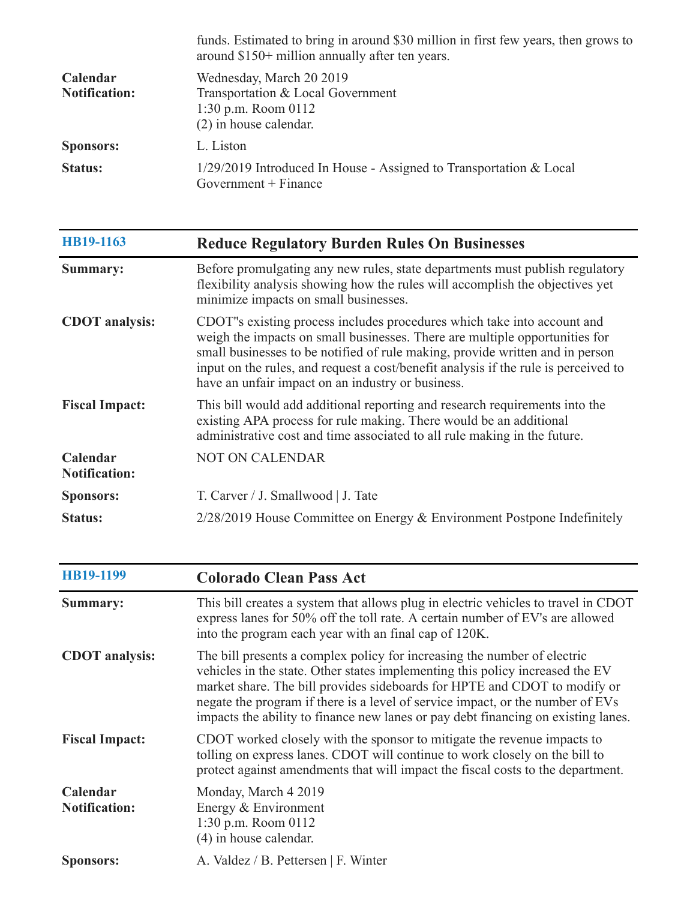| | |
|---|---|
| | funds. Estimated to bring in around $30 million in first few years, then grows to around $150+ million annually after ten years. |
| **Calendar Notification:** | Wednesday, March 20 2019<br>Transportation & Local Government<br>1:30 p.m. Room 0112<br>(2) in house calendar. |
| **Sponsors:** | L. Liston |
| **Status:** | 1/29/2019 Introduced In House - Assigned to Transportation & Local Government + Finance |

| HB19-1163 | Reduce Regulatory Burden Rules On Businesses |
|---|---|
| **Summary:** | Before promulgating any new rules, state departments must publish regulatory flexibility analysis showing how the rules will accomplish the objectives yet minimize impacts on small businesses. |
| **CDOT analysis:** | CDOT"s existing process includes procedures which take into account and weigh the impacts on small businesses. There are multiple opportunities for small businesses to be notified of rule making, provide written and in person input on the rules, and request a cost/benefit analysis if the rule is perceived to have an unfair impact on an industry or business. |
| **Fiscal Impact:** | This bill would add additional reporting and research requirements into the existing APA process for rule making. There would be an additional administrative cost and time associated to all rule making in the future. |
| **Calendar Notification:** | NOT ON CALENDAR |
| **Sponsors:** | T. Carver / J. Smallwood \| J. Tate |
| **Status:** | 2/28/2019 House Committee on Energy & Environment Postpone Indefinitely |

| HB19-1199 | Colorado Clean Pass Act |
|---|---|
| **Summary:** | This bill creates a system that allows plug in electric vehicles to travel in CDOT express lanes for 50% off the toll rate. A certain number of EV's are allowed into the program each year with an final cap of 120K. |
| **CDOT analysis:** | The bill presents a complex policy for increasing the number of electric vehicles in the state. Other states implementing this policy increased the EV market share. The bill provides sideboards for HPTE and CDOT to modify or negate the program if there is a level of service impact, or the number of EVs impacts the ability to finance new lanes or pay debt financing on existing lanes. |
| **Fiscal Impact:** | CDOT worked closely with the sponsor to mitigate the revenue impacts to tolling on express lanes. CDOT will continue to work closely on the bill to protect against amendments that will impact the fiscal costs to the department. |
| **Calendar Notification:** | Monday, March 4 2019<br>Energy & Environment<br>1:30 p.m. Room 0112<br>(4) in house calendar. |
| **Sponsors:** | A. Valdez / B. Pettersen \| F. Winter |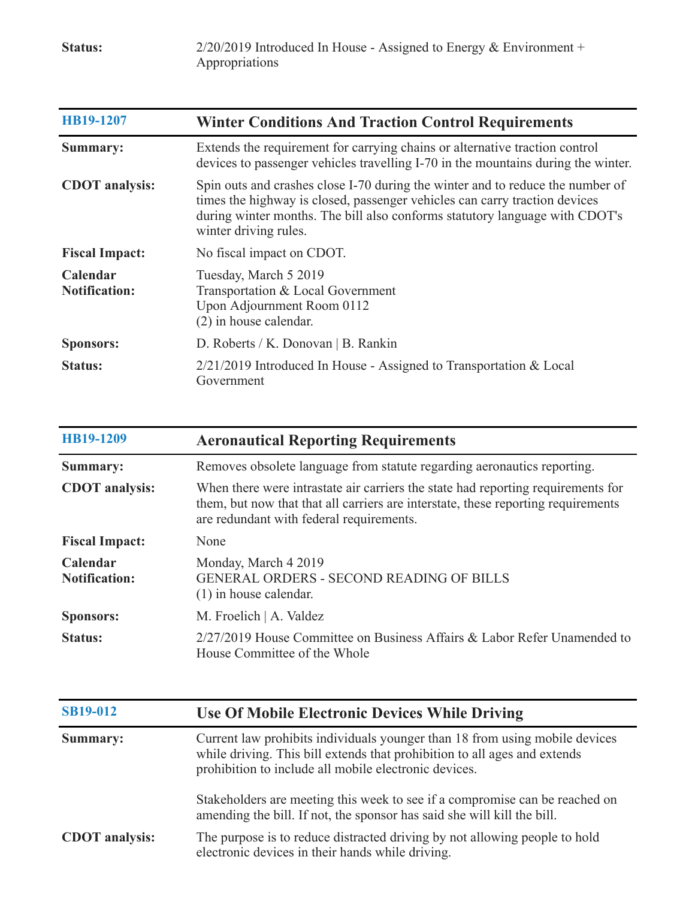| | |
|---|---|
| **Status:** | 2/20/2019 Introduced In House - Assigned to Energy & Environment + Appropriations |

| HB19-1207 | Winter Conditions And Traction Control Requirements |
|---|---|
| **Summary:** | Extends the requirement for carrying chains or alternative traction control devices to passenger vehicles travelling I-70 in the mountains during the winter. |
| **CDOT analysis:** | Spin outs and crashes close I-70 during the winter and to reduce the number of times the highway is closed, passenger vehicles can carry traction devices during winter months. The bill also conforms statutory language with CDOT's winter driving rules. |
| **Fiscal Impact:** | No fiscal impact on CDOT. |
| **Calendar Notification:** | Tuesday, March 5 2019<br>Transportation & Local Government<br>Upon Adjournment Room 0112<br>(2) in house calendar. |
| **Sponsors:** | D. Roberts / K. Donovan \| B. Rankin |
| **Status:** | 2/21/2019 Introduced In House - Assigned to Transportation & Local Government |

| HB19-1209 | Aeronautical Reporting Requirements |
|---|---|
| **Summary:** | Removes obsolete language from statute regarding aeronautics reporting. |
| **CDOT analysis:** | When there were intrastate air carriers the state had reporting requirements for them, but now that that all carriers are interstate, these reporting requirements are redundant with federal requirements. |
| **Fiscal Impact:** | None |
| **Calendar Notification:** | Monday, March 4 2019<br>GENERAL ORDERS - SECOND READING OF BILLS<br>(1) in house calendar. |
| **Sponsors:** | M. Froelich \| A. Valdez |
| **Status:** | 2/27/2019 House Committee on Business Affairs & Labor Refer Unamended to House Committee of the Whole |

| SB19-012 | Use Of Mobile Electronic Devices While Driving |
|---|---|
| **Summary:** | Current law prohibits individuals younger than 18 from using mobile devices while driving. This bill extends that prohibition to all ages and extends prohibition to include all mobile electronic devices.<br><br>Stakeholders are meeting this week to see if a compromise can be reached on amending the bill. If not, the sponsor has said she will kill the bill. |
| **CDOT analysis:** | The purpose is to reduce distracted driving by not allowing people to hold electronic devices in their hands while driving. |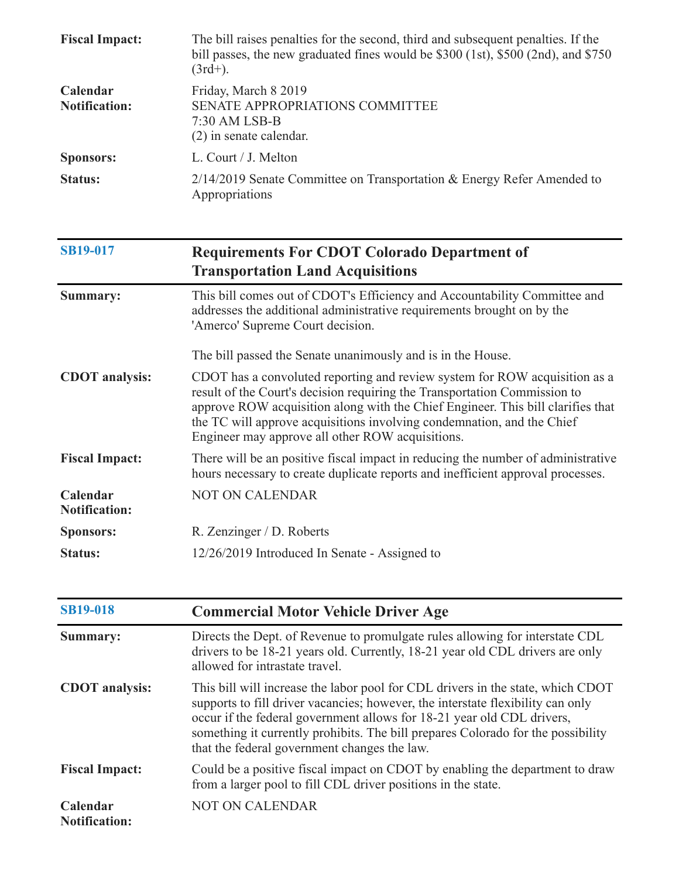| | |
|---|---|
| **Fiscal Impact:** | The bill raises penalties for the second, third and subsequent penalties. If the bill passes, the new graduated fines would be $300 (1st), $500 (2nd), and $750 (3rd+). |
| **Calendar Notification:** | Friday, March 8 2019<br>SENATE APPROPRIATIONS COMMITTEE<br>7:30 AM LSB-B<br>(2) in senate calendar. |
| **Sponsors:** | L. Court / J. Melton |
| **Status:** | 2/14/2019 Senate Committee on Transportation & Energy Refer Amended to Appropriations |

| **SB19-017** | **Requirements For CDOT Colorado Department of Transportation Land Acquisitions** |
|---|---|
| **Summary:** | This bill comes out of CDOT's Efficiency and Accountability Committee and addresses the additional administrative requirements brought on by the 'Amerco' Supreme Court decision.<br><br>The bill passed the Senate unanimously and is in the House. |
| **CDOT analysis:** | CDOT has a convoluted reporting and review system for ROW acquisition as a result of the Court's decision requiring the Transportation Commission to approve ROW acquisition along with the Chief Engineer. This bill clarifies that the TC will approve acquisitions involving condemnation, and the Chief Engineer may approve all other ROW acquisitions. |
| **Fiscal Impact:** | There will be an positive fiscal impact in reducing the number of administrative hours necessary to create duplicate reports and inefficient approval processes. |
| **Calendar Notification:** | NOT ON CALENDAR |
| **Sponsors:** | R. Zenzinger / D. Roberts |
| **Status:** | 12/26/2019 Introduced In Senate - Assigned to |

| **SB19-018** | **Commercial Motor Vehicle Driver Age** |
|---|---|
| **Summary:** | Directs the Dept. of Revenue to promulgate rules allowing for interstate CDL drivers to be 18-21 years old. Currently, 18-21 year old CDL drivers are only allowed for intrastate travel. |
| **CDOT analysis:** | This bill will increase the labor pool for CDL drivers in the state, which CDOT supports to fill driver vacancies; however, the interstate flexibility can only occur if the federal government allows for 18-21 year old CDL drivers, something it currently prohibits. The bill prepares Colorado for the possibility that the federal government changes the law. |
| **Fiscal Impact:** | Could be a positive fiscal impact on CDOT by enabling the department to draw from a larger pool to fill CDL driver positions in the state. |
| **Calendar Notification:** | NOT ON CALENDAR |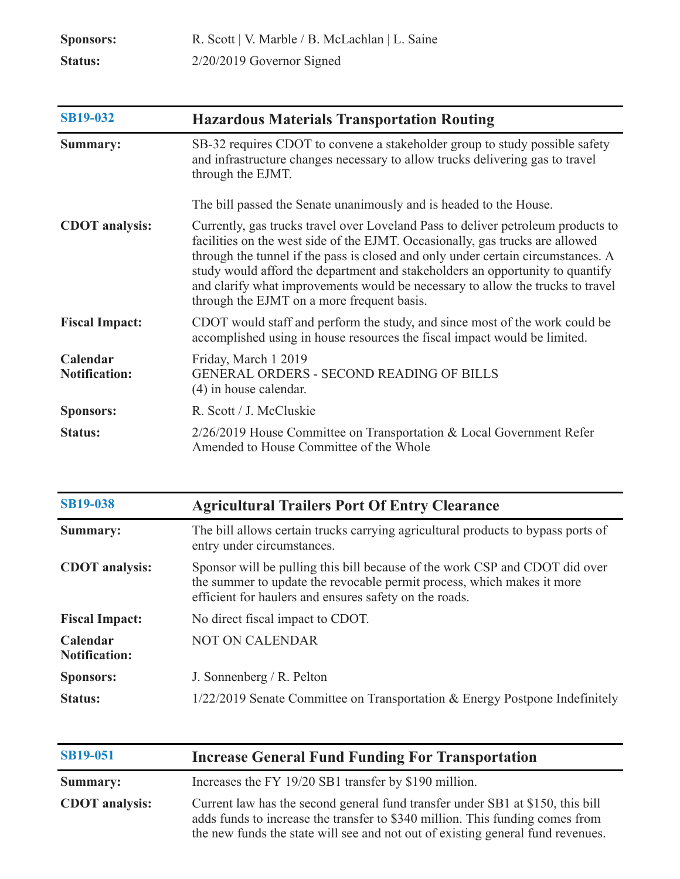| | |
|---|---|
| **Sponsors:** | R. Scott \| V. Marble / B. McLachlan \| L. Saine |
| **Status:** | 2/20/2019 Governor Signed |

| **SB19-032** | **Hazardous Materials Transportation Routing** |
|---|---|
| **Summary:** | SB-32 requires CDOT to convene a stakeholder group to study possible safety and infrastructure changes necessary to allow trucks delivering gas to travel through the EJMT.<br><br>The bill passed the Senate unanimously and is headed to the House. |
| **CDOT analysis:** | Currently, gas trucks travel over Loveland Pass to deliver petroleum products to facilities on the west side of the EJMT. Occasionally, gas trucks are allowed through the tunnel if the pass is closed and only under certain circumstances. A study would afford the department and stakeholders an opportunity to quantify and clarify what improvements would be necessary to allow the trucks to travel through the EJMT on a more frequent basis. |
| **Fiscal Impact:** | CDOT would staff and perform the study, and since most of the work could be accomplished using in house resources the fiscal impact would be limited. |
| **Calendar Notification:** | Friday, March 1 2019<br>GENERAL ORDERS - SECOND READING OF BILLS<br>(4) in house calendar. |
| **Sponsors:** | R. Scott / J. McCluskie |
| **Status:** | 2/26/2019 House Committee on Transportation & Local Government Refer Amended to House Committee of the Whole |

| **SB19-038** | **Agricultural Trailers Port Of Entry Clearance** |
|---|---|
| **Summary:** | The bill allows certain trucks carrying agricultural products to bypass ports of entry under circumstances. |
| **CDOT analysis:** | Sponsor will be pulling this bill because of the work CSP and CDOT did over the summer to update the revocable permit process, which makes it more efficient for haulers and ensures safety on the roads. |
| **Fiscal Impact:** | No direct fiscal impact to CDOT. |
| **Calendar Notification:** | NOT ON CALENDAR |
| **Sponsors:** | J. Sonnenberg / R. Pelton |
| **Status:** | 1/22/2019 Senate Committee on Transportation & Energy Postpone Indefinitely |

| **SB19-051** | **Increase General Fund Funding For Transportation** |
|---|---|
| **Summary:** | Increases the FY 19/20 SB1 transfer by $190 million. |
| **CDOT analysis:** | Current law has the second general fund transfer under SB1 at $150, this bill adds funds to increase the transfer to $340 million. This funding comes from the new funds the state will see and not out of existing general fund revenues. |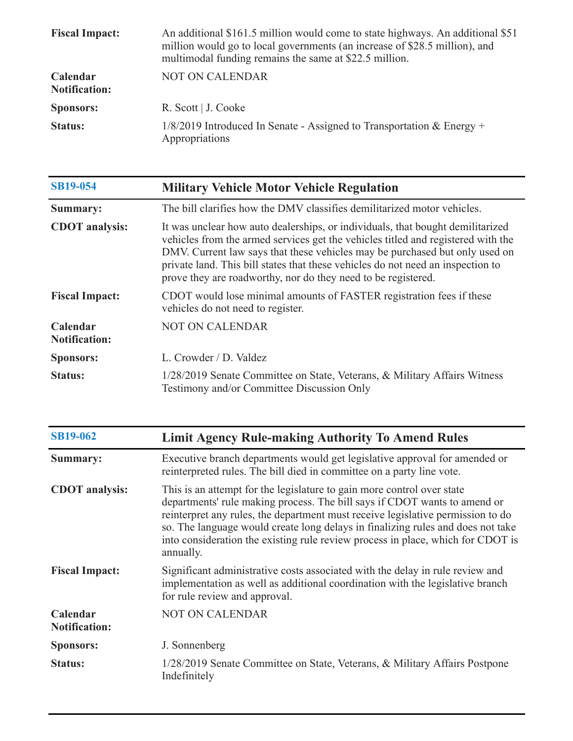| | |
|---|---|
| **Fiscal Impact:** | An additional $161.5 million would come to state highways. An additional $51 million would go to local governments (an increase of $28.5 million), and multimodal funding remains the same at $22.5 million. |
| **Calendar Notification:** | NOT ON CALENDAR |
| **Sponsors:** | R. Scott \| J. Cooke |
| **Status:** | 1/8/2019 Introduced In Senate - Assigned to Transportation & Energy + Appropriations |

| SB19-054 | Military Vehicle Motor Vehicle Regulation |
|---|---|
| **Summary:** | The bill clarifies how the DMV classifies demilitarized motor vehicles. |
| **CDOT analysis:** | It was unclear how auto dealerships, or individuals, that bought demilitarized vehicles from the armed services get the vehicles titled and registered with the DMV. Current law says that these vehicles may be purchased but only used on private land. This bill states that these vehicles do not need an inspection to prove they are roadworthy, nor do they need to be registered. |
| **Fiscal Impact:** | CDOT would lose minimal amounts of FASTER registration fees if these vehicles do not need to register. |
| **Calendar Notification:** | NOT ON CALENDAR |
| **Sponsors:** | L. Crowder / D. Valdez |
| **Status:** | 1/28/2019 Senate Committee on State, Veterans, & Military Affairs Witness Testimony and/or Committee Discussion Only |

| SB19-062 | Limit Agency Rule-making Authority To Amend Rules |
|---|---|
| **Summary:** | Executive branch departments would get legislative approval for amended or reinterpreted rules. The bill died in committee on a party line vote. |
| **CDOT analysis:** | This is an attempt for the legislature to gain more control over state departments' rule making process. The bill says if CDOT wants to amend or reinterpret any rules, the department must receive legislative permission to do so. The language would create long delays in finalizing rules and does not take into consideration the existing rule review process in place, which for CDOT is annually. |
| **Fiscal Impact:** | Significant administrative costs associated with the delay in rule review and implementation as well as additional coordination with the legislative branch for rule review and approval. |
| **Calendar Notification:** | NOT ON CALENDAR |
| **Sponsors:** | J. Sonnenberg |
| **Status:** | 1/28/2019 Senate Committee on State, Veterans, & Military Affairs Postpone Indefinitely |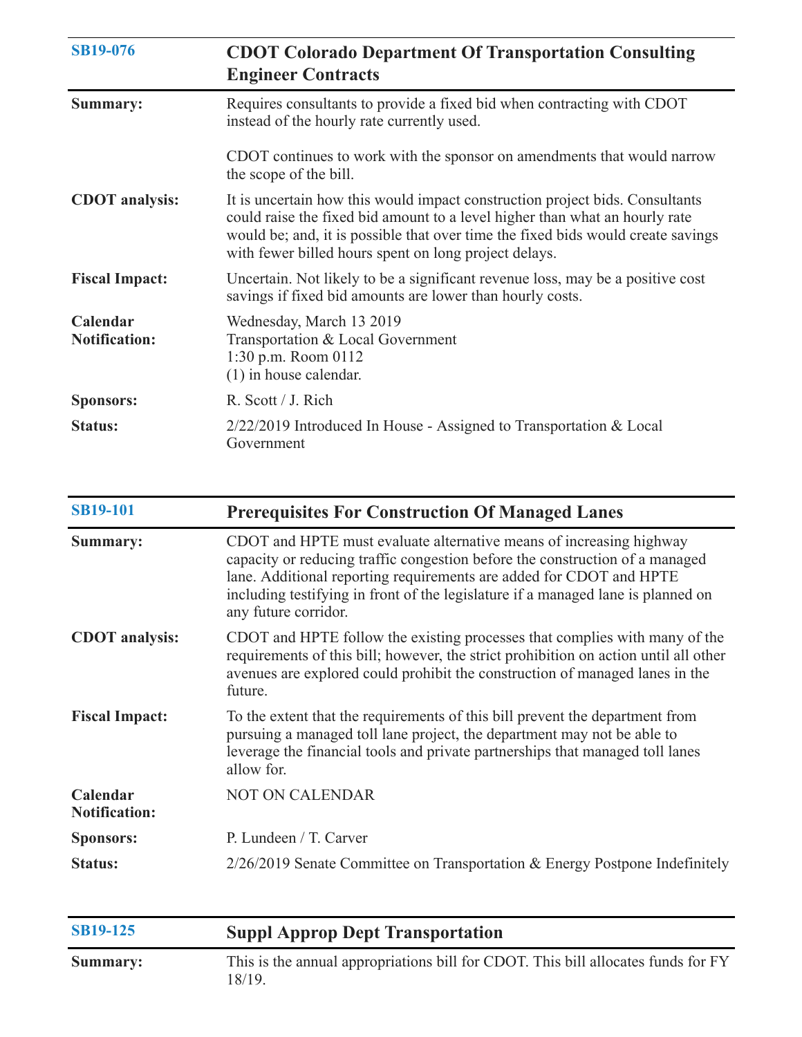| SB19-076 | CDOT Colorado Department Of Transportation Consulting Engineer Contracts |
|---|---|
| **Summary:** | Requires consultants to provide a fixed bid when contracting with CDOT instead of the hourly rate currently used.<br><br>CDOT continues to work with the sponsor on amendments that would narrow the scope of the bill. |
| **CDOT analysis:** | It is uncertain how this would impact construction project bids. Consultants could raise the fixed bid amount to a level higher than what an hourly rate would be; and, it is possible that over time the fixed bids would create savings with fewer billed hours spent on long project delays. |
| **Fiscal Impact:** | Uncertain. Not likely to be a significant revenue loss, may be a positive cost savings if fixed bid amounts are lower than hourly costs. |
| **Calendar Notification:** | Wednesday, March 13 2019<br>Transportation & Local Government<br>1:30 p.m. Room 0112<br>(1) in house calendar. |
| **Sponsors:** | R. Scott / J. Rich |
| **Status:** | 2/22/2019 Introduced In House - Assigned to Transportation & Local Government |

| SB19-101 | Prerequisites For Construction Of Managed Lanes |
|---|---|
| **Summary:** | CDOT and HPTE must evaluate alternative means of increasing highway capacity or reducing traffic congestion before the construction of a managed lane. Additional reporting requirements are added for CDOT and HPTE including testifying in front of the legislature if a managed lane is planned on any future corridor. |
| **CDOT analysis:** | CDOT and HPTE follow the existing processes that complies with many of the requirements of this bill; however, the strict prohibition on action until all other avenues are explored could prohibit the construction of managed lanes in the future. |
| **Fiscal Impact:** | To the extent that the requirements of this bill prevent the department from pursuing a managed toll lane project, the department may not be able to leverage the financial tools and private partnerships that managed toll lanes allow for. |
| **Calendar Notification:** | NOT ON CALENDAR |
| **Sponsors:** | P. Lundeen / T. Carver |
| **Status:** | 2/26/2019 Senate Committee on Transportation & Energy Postpone Indefinitely |

| SB19-125 | Suppl Approp Dept Transportation |
|---|---|
| **Summary:** | This is the annual appropriations bill for CDOT. This bill allocates funds for FY 18/19. |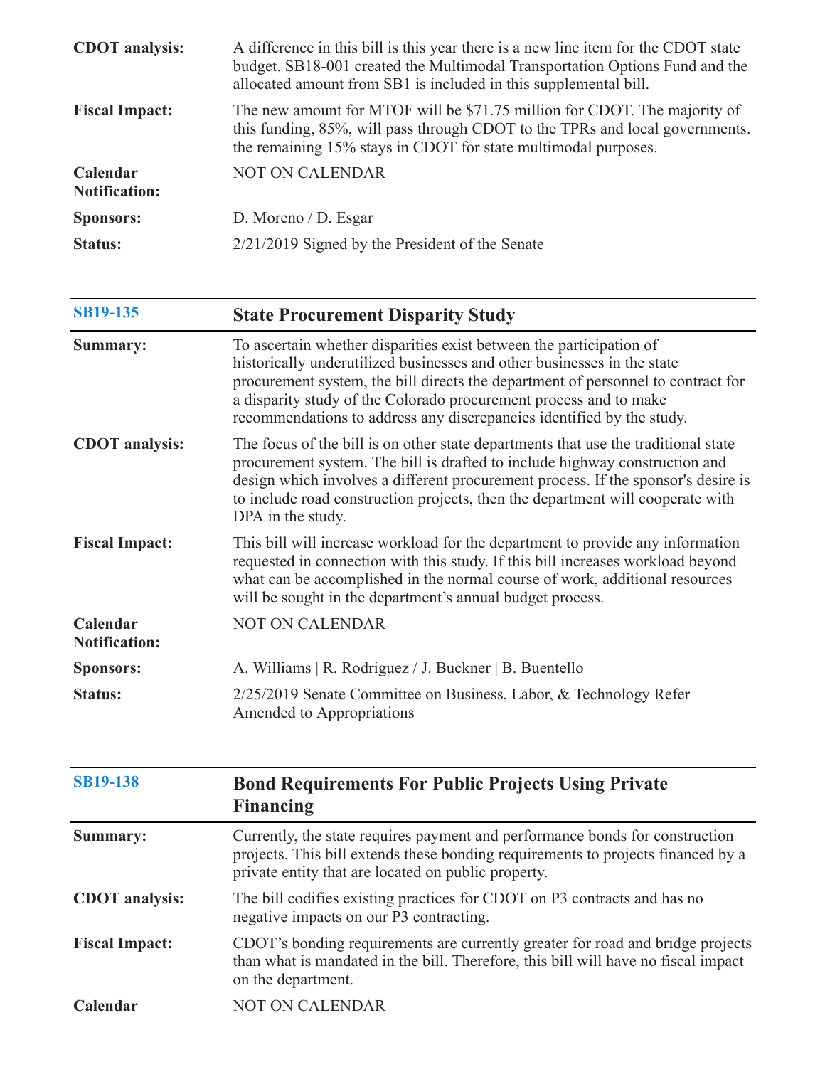| | |
|---|---|
| **CDOT analysis:** | A difference in this bill is this year there is a new line item for the CDOT state budget. SB18-001 created the Multimodal Transportation Options Fund and the allocated amount from SB1 is included in this supplemental bill. |
| **Fiscal Impact:** | The new amount for MTOF will be $71.75 million for CDOT. The majority of this funding, 85%, will pass through CDOT to the TPRs and local governments. the remaining 15% stays in CDOT for state multimodal purposes. |
| **Calendar Notification:** | NOT ON CALENDAR |
| **Sponsors:** | D. Moreno / D. Esgar |
| **Status:** | 2/21/2019 Signed by the President of the Senate |

| SB19-135 | State Procurement Disparity Study |
|---|---|
| **Summary:** | To ascertain whether disparities exist between the participation of historically underutilized businesses and other businesses in the state procurement system, the bill directs the department of personnel to contract for a disparity study of the Colorado procurement process and to make recommendations to address any discrepancies identified by the study. |
| **CDOT analysis:** | The focus of the bill is on other state departments that use the traditional state procurement system. The bill is drafted to include highway construction and design which involves a different procurement process. If the sponsor's desire is to include road construction projects, then the department will cooperate with DPA in the study. |
| **Fiscal Impact:** | This bill will increase workload for the department to provide any information requested in connection with this study. If this bill increases workload beyond what can be accomplished in the normal course of work, additional resources will be sought in the department's annual budget process. |
| **Calendar Notification:** | NOT ON CALENDAR |
| **Sponsors:** | A. Williams \| R. Rodriguez / J. Buckner \| B. Buentello |
| **Status:** | 2/25/2019 Senate Committee on Business, Labor, & Technology Refer Amended to Appropriations |

| SB19-138 | Bond Requirements For Public Projects Using Private Financing |
|---|---|
| **Summary:** | Currently, the state requires payment and performance bonds for construction projects. This bill extends these bonding requirements to projects financed by a private entity that are located on public property. |
| **CDOT analysis:** | The bill codifies existing practices for CDOT on P3 contracts and has no negative impacts on our P3 contracting. |
| **Fiscal Impact:** | CDOT's bonding requirements are currently greater for road and bridge projects than what is mandated in the bill. Therefore, this bill will have no fiscal impact on the department. |
| **Calendar** | NOT ON CALENDAR |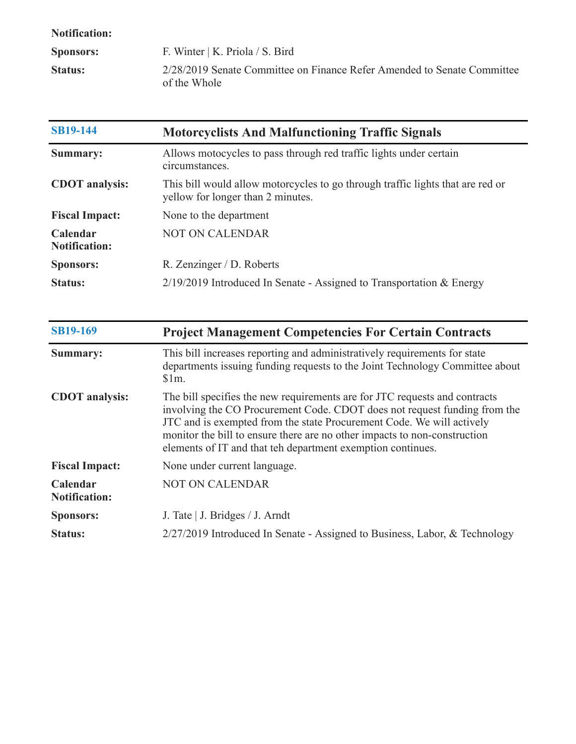| | |
|---|---|
| **Notification:** | |
| **Sponsors:** | F. Winter \| K. Priola / S. Bird |
| **Status:** | 2/28/2019 Senate Committee on Finance Refer Amended to Senate Committee of the Whole |

| SB19-144 | Motorcyclists And Malfunctioning Traffic Signals |
|---|---|
| **Summary:** | Allows motocycles to pass through red traffic lights under certain circumstances. |
| **CDOT analysis:** | This bill would allow motorcycles to go through traffic lights that are red or yellow for longer than 2 minutes. |
| **Fiscal Impact:** | None to the department |
| **Calendar Notification:** | NOT ON CALENDAR |
| **Sponsors:** | R. Zenzinger / D. Roberts |
| **Status:** | 2/19/2019 Introduced In Senate - Assigned to Transportation & Energy |

| SB19-169 | Project Management Competencies For Certain Contracts |
|---|---|
| **Summary:** | This bill increases reporting and administratively requirements for state departments issuing funding requests to the Joint Technology Committee about $1m. |
| **CDOT analysis:** | The bill specifies the new requirements are for JTC requests and contracts involving the CO Procurement Code. CDOT does not request funding from the JTC and is exempted from the state Procurement Code. We will actively monitor the bill to ensure there are no other impacts to non-construction elements of IT and that teh department exemption continues. |
| **Fiscal Impact:** | None under current language. |
| **Calendar Notification:** | NOT ON CALENDAR |
| **Sponsors:** | J. Tate \| J. Bridges / J. Arndt |
| **Status:** | 2/27/2019 Introduced In Senate - Assigned to Business, Labor, & Technology |